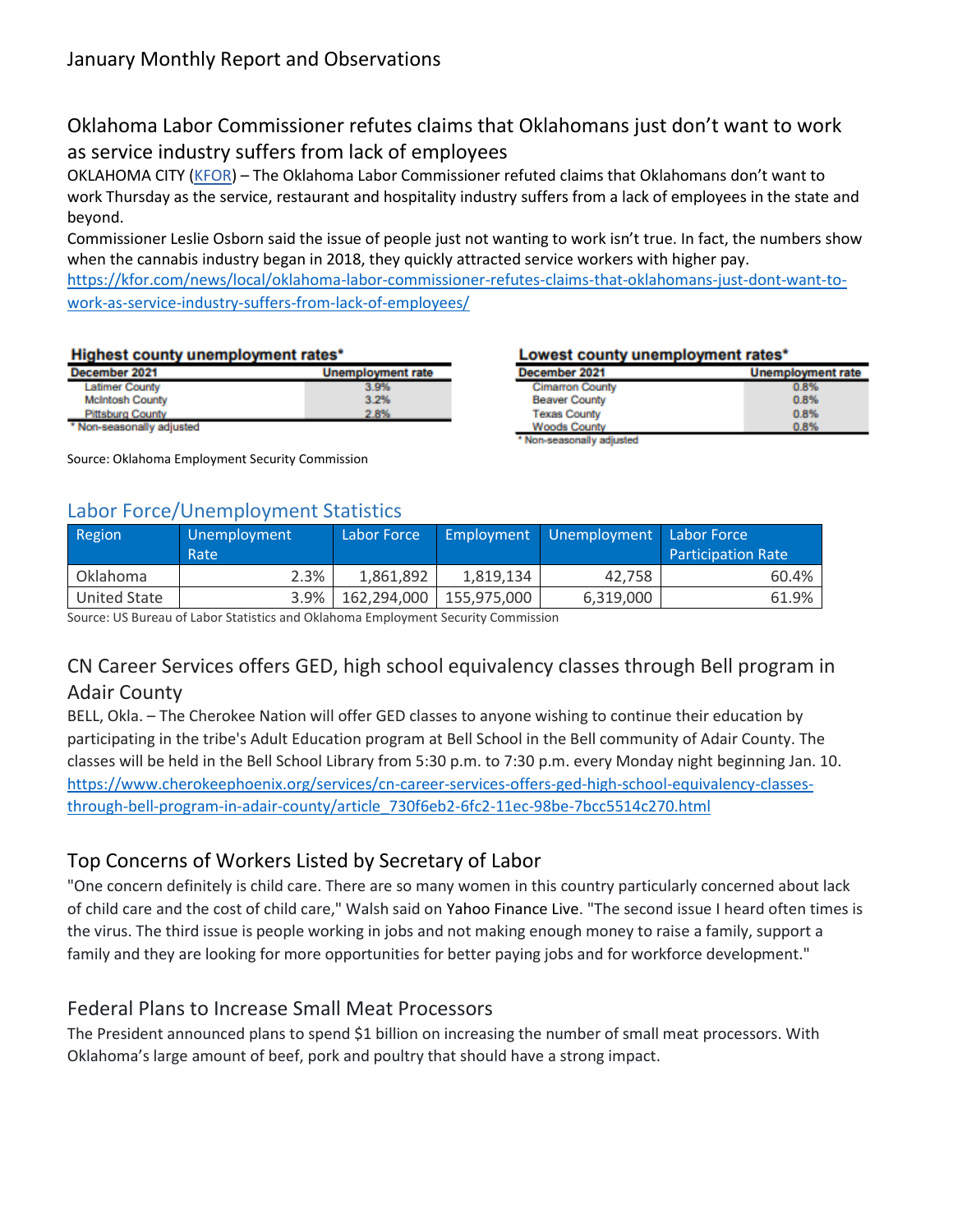# January Monthly Report and Observations

## Oklahoma Labor Commissioner refutes claims that Oklahomans just don't want to work as service industry suffers from lack of employees

OKLAHOMA CITY (KFOR) – The Oklahoma Labor Commissioner refuted claims that Oklahomans don't want to work Thursday as the service, restaurant and hospitality industry suffers from a lack of employees in the state and beyond.

Commissioner Leslie Osborn said the issue of people just not wanting to work isn't true. In fact, the numbers show when the cannabis industry began in 2018, they quickly attracted service workers with higher pay.

https://kfor.com/news/local/oklahoma-labor-commissioner-refutes-claims-that-oklahomans-just-dont-want-to-work-as-service-industry-suffers-from-lack-of-employees/

**Highest county unemployment rates***

| December 2021 | Unemployment rate |
|---|---|
| Latimer County | 3.9% |
| McIntosh County | 3.2% |
| Pittsburg County | 2.8% |

\* Non-seasonally adjusted

**Lowest county unemployment rates***

| December 2021 | Unemployment rate |
|---|---|
| Cimarron County | 0.8% |
| Beaver County | 0.8% |
| Texas County | 0.8% |
| Woods County | 0.8% |

\* Non-seasonally adjusted

Source: Oklahoma Employment Security Commission

## Labor Force/Unemployment Statistics

| Region | Unemployment Rate | Labor Force | Employment | Unemployment | Labor Force Participation Rate |
|---|---|---|---|---|---|
| Oklahoma | 2.3% | 1,861,892 | 1,819,134 | 42,758 | 60.4% |
| United State | 3.9% | 162,294,000 | 155,975,000 | 6,319,000 | 61.9% |

Source: US Bureau of Labor Statistics and Oklahoma Employment Security Commission

## CN Career Services offers GED, high school equivalency classes through Bell program in Adair County

BELL, Okla. – The Cherokee Nation will offer GED classes to anyone wishing to continue their education by participating in the tribe's Adult Education program at Bell School in the Bell community of Adair County. The classes will be held in the Bell School Library from 5:30 p.m. to 7:30 p.m. every Monday night beginning Jan. 10.

https://www.cherokeephoenix.org/services/cn-career-services-offers-ged-high-school-equivalency-classes-through-bell-program-in-adair-county/article_730f6eb2-6fc2-11ec-98be-7bcc5514c270.html

## Top Concerns of Workers Listed by Secretary of Labor

"One concern definitely is child care. There are so many women in this country particularly concerned about lack of child care and the cost of child care," Walsh said on Yahoo Finance Live. "The second issue I heard often times is the virus. The third issue is people working in jobs and not making enough money to raise a family, support a family and they are looking for more opportunities for better paying jobs and for workforce development."

## Federal Plans to Increase Small Meat Processors

The President announced plans to spend $1 billion on increasing the number of small meat processors. With Oklahoma's large amount of beef, pork and poultry that should have a strong impact.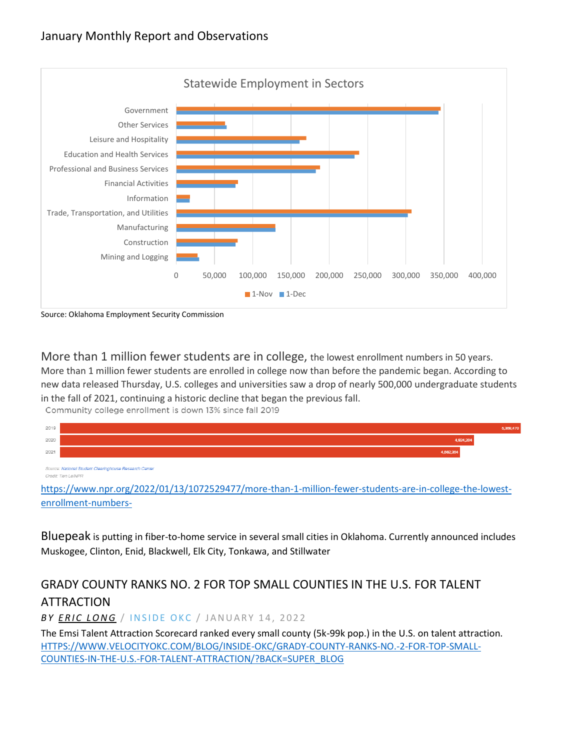January Monthly Report and Observations

Statewide Employment in Sectors

Source: Oklahoma Employment Security Commission

More than 1 million fewer students are in college, the lowest enrollment numbers in 50 years. More than 1 million fewer students are enrolled in college now than before the pandemic began. According to new data released Thursday, U.S. colleges and universities saw a drop of nearly 500,000 undergraduate students in the fall of 2021, continuing a historic decline that began the previous fall.

Community college enrollment is down 13% since fall 2019

| Year | Enrollment |
|---|---|
| 2019 | 5,368,470 |
| 2020 | 4,824,204 |
| 2021 | 4,662,364 |

Source: National Student Clearinghouse Research Center
Credit: Tien Le/NPR

https://www.npr.org/2022/01/13/1072529477/more-than-1-million-fewer-students-are-in-college-the-lowest-enrollment-numbers-

Bluepeak is putting in fiber-to-home service in several small cities in Oklahoma. Currently announced includes Muskogee, Clinton, Enid, Blackwell, Elk City, Tonkawa, and Stillwater

## GRADY COUNTY RANKS NO. 2 FOR TOP SMALL COUNTIES IN THE U.S. FOR TALENT ATTRACTION

*BY ERIC LONG* / INSIDE OKC / JANUARY 14, 2022

The Emsi Talent Attraction Scorecard ranked every small county (5k-99k pop.) in the U.S. on talent attraction.
HTTPS://WWW.VELOCITYOKC.COM/BLOG/INSIDE-OKC/GRADY-COUNTY-RANKS-NO.-2-FOR-TOP-SMALL-COUNTIES-IN-THE-U.S.-FOR-TALENT-ATTRACTION/?BACK=SUPER_BLOG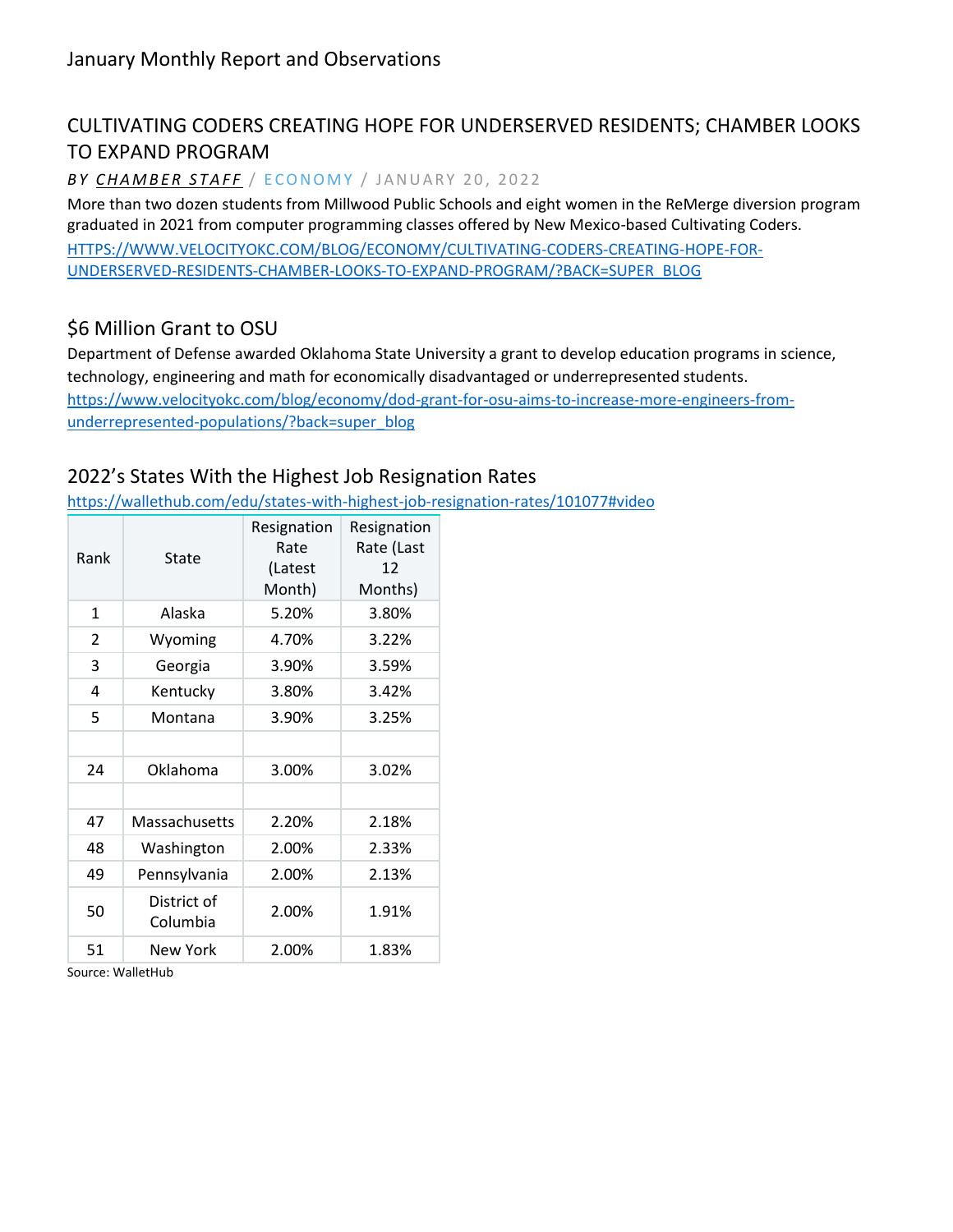# January Monthly Report and Observations

## CULTIVATING CODERS CREATING HOPE FOR UNDERSERVED RESIDENTS; CHAMBER LOOKS TO EXPAND PROGRAM

*BY CHAMBER STAFF* / ECONOMY / JANUARY 20, 2022

More than two dozen students from Millwood Public Schools and eight women in the ReMerge diversion program graduated in 2021 from computer programming classes offered by New Mexico-based Cultivating Coders.

[HTTPS://WWW.VELOCITYOKC.COM/BLOG/ECONOMY/CULTIVATING-CODERS-CREATING-HOPE-FOR-UNDERSERVED-RESIDENTS-CHAMBER-LOOKS-TO-EXPAND-PROGRAM/?BACK=SUPER_BLOG](HTTPS://WWW.VELOCITYOKC.COM/BLOG/ECONOMY/CULTIVATING-CODERS-CREATING-HOPE-FOR-UNDERSERVED-RESIDENTS-CHAMBER-LOOKS-TO-EXPAND-PROGRAM/?BACK=SUPER_BLOG)

## $6 Million Grant to OSU

Department of Defense awarded Oklahoma State University a grant to develop education programs in science, technology, engineering and math for economically disadvantaged or underrepresented students.

[https://www.velocityokc.com/blog/economy/dod-grant-for-osu-aims-to-increase-more-engineers-from-underrepresented-populations/?back=super_blog](https://www.velocityokc.com/blog/economy/dod-grant-for-osu-aims-to-increase-more-engineers-from-underrepresented-populations/?back=super_blog)

## 2022's States With the Highest Job Resignation Rates

[https://wallethub.com/edu/states-with-highest-job-resignation-rates/101077#video](https://wallethub.com/edu/states-with-highest-job-resignation-rates/101077#video)

| Rank | State | Resignation Rate (Latest Month) | Resignation Rate (Last 12 Months) |
|---|---|---|---|
| 1 | Alaska | 5.20% | 3.80% |
| 2 | Wyoming | 4.70% | 3.22% |
| 3 | Georgia | 3.90% | 3.59% |
| 4 | Kentucky | 3.80% | 3.42% |
| 5 | Montana | 3.90% | 3.25% |
| | | | |
| 24 | Oklahoma | 3.00% | 3.02% |
| | | | |
| 47 | Massachusetts | 2.20% | 2.18% |
| 48 | Washington | 2.00% | 2.33% |
| 49 | Pennsylvania | 2.00% | 2.13% |
| 50 | District of Columbia | 2.00% | 1.91% |
| 51 | New York | 2.00% | 1.83% |

Source: WalletHub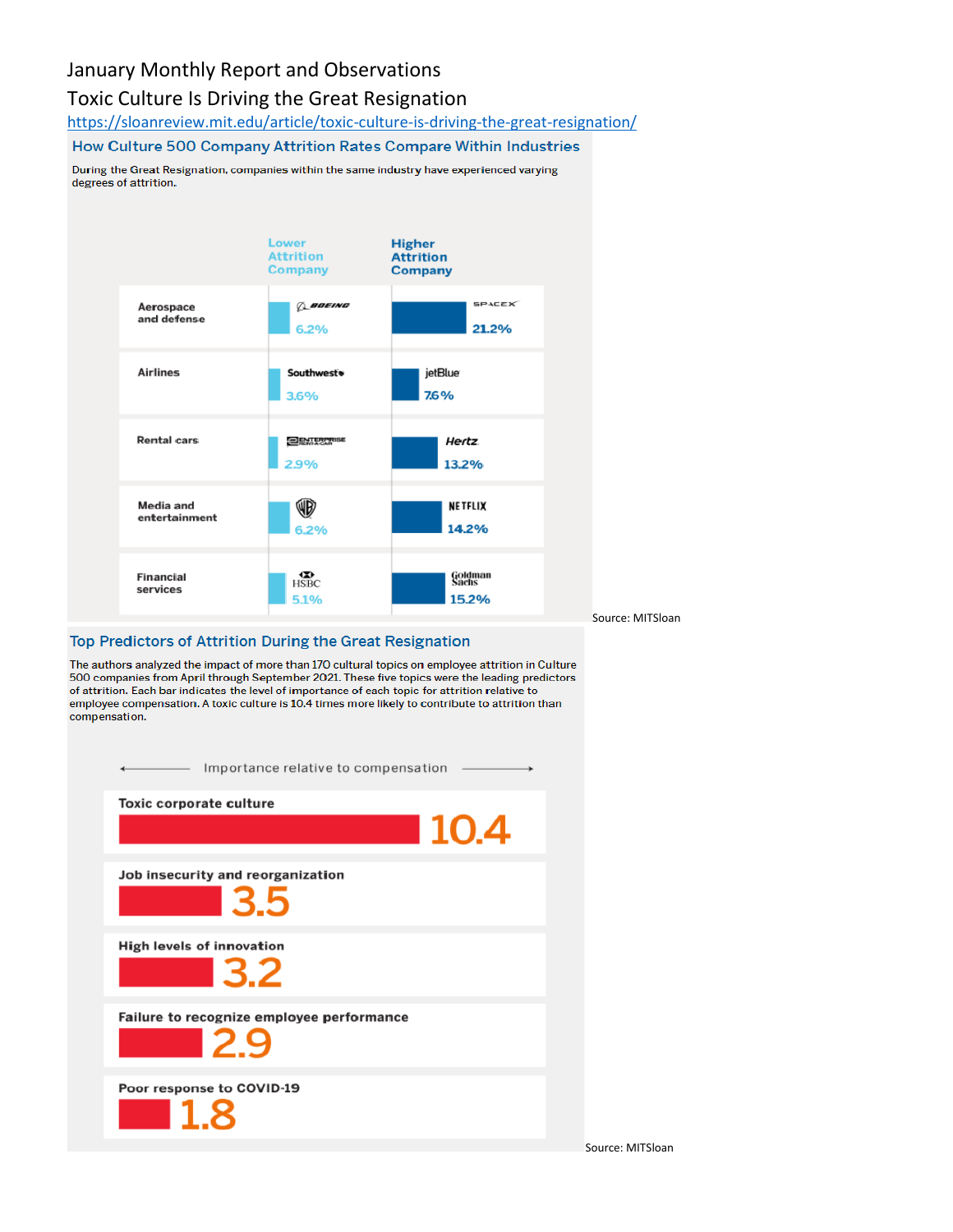January Monthly Report and Observations

Toxic Culture Is Driving the Great Resignation

https://sloanreview.mit.edu/article/toxic-culture-is-driving-the-great-resignation/

## How Culture 500 Company Attrition Rates Compare Within Industries

During the Great Resignation, companies within the same industry have experienced varying degrees of attrition.

| | Lower Attrition Company | Higher Attrition Company |
|---|---|---|
| Aerospace and defense | Boeing 6.2% | SpaceX 21.2% |
| Airlines | Southwest 3.6% | jetBlue 7.6% |
| Rental cars | Enterprise Rent-A-Car 2.9% | Hertz 13.2% |
| Media and entertainment | WB 6.2% | Netflix 14.2% |
| Financial services | HSBC 5.1% | Goldman Sachs 15.2% |

Source: MITSloan

## Top Predictors of Attrition During the Great Resignation

The authors analyzed the impact of more than 170 cultural topics on employee attrition in Culture 500 companies from April through September 2021. These five topics were the leading predictors of attrition. Each bar indicates the level of importance of each topic for attrition relative to employee compensation. A toxic culture is 10.4 times more likely to contribute to attrition than compensation.

← Importance relative to compensation →

| Topic | Importance relative to compensation |
|---|---|
| Toxic corporate culture | 10.4 |
| Job insecurity and reorganization | 3.5 |
| High levels of innovation | 3.2 |
| Failure to recognize employee performance | 2.9 |
| Poor response to COVID-19 | 1.8 |

Source: MITSloan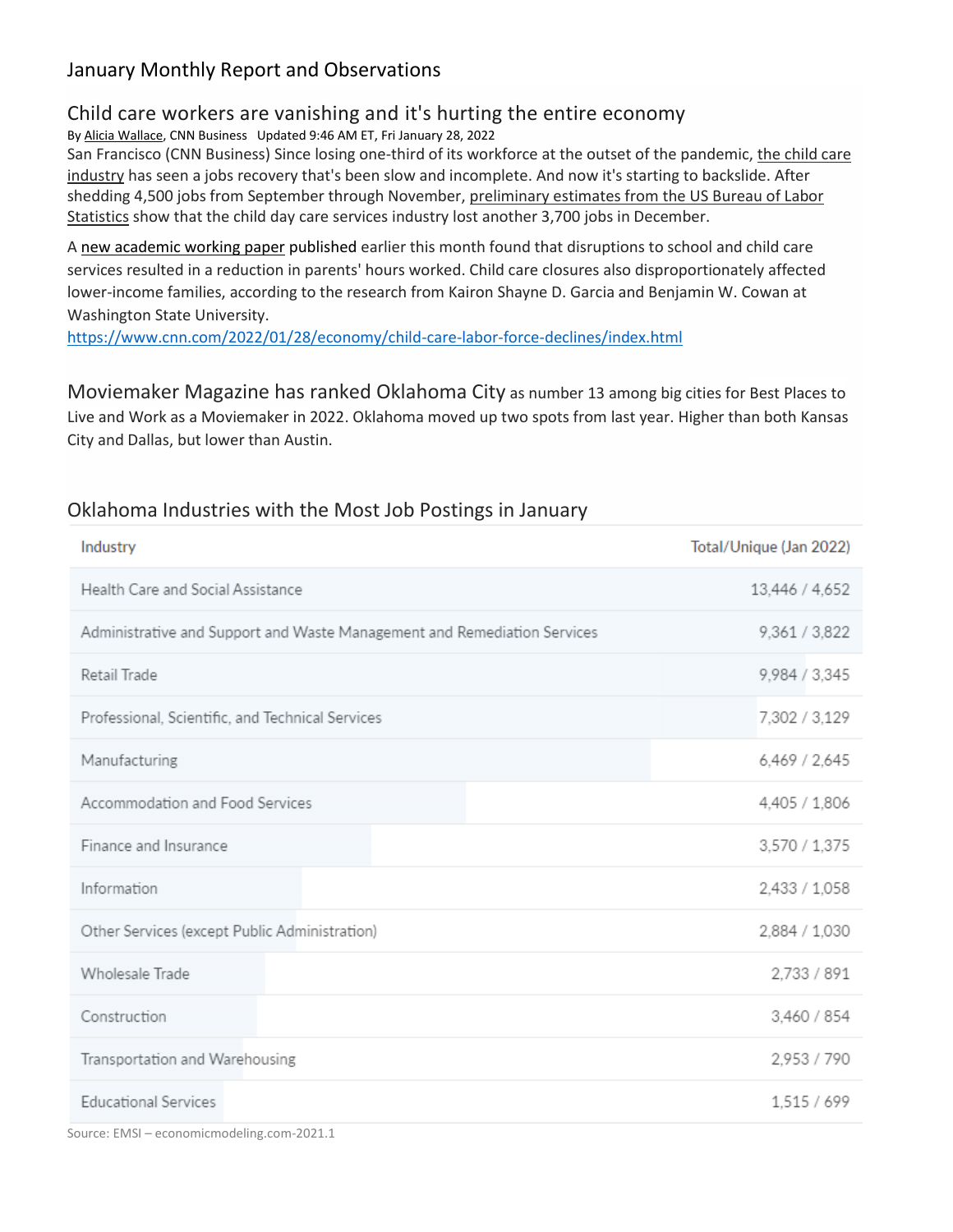## January Monthly Report and Observations

### Child care workers are vanishing and it's hurting the entire economy

By Alicia Wallace, CNN Business Updated 9:46 AM ET, Fri January 28, 2022

San Francisco (CNN Business) Since losing one-third of its workforce at the outset of the pandemic, the child care industry has seen a jobs recovery that's been slow and incomplete. And now it's starting to backslide. After shedding 4,500 jobs from September through November, preliminary estimates from the US Bureau of Labor Statistics show that the child day care services industry lost another 3,700 jobs in December.

A new academic working paper published earlier this month found that disruptions to school and child care services resulted in a reduction in parents' hours worked. Child care closures also disproportionately affected lower-income families, according to the research from Kairon Shayne D. Garcia and Benjamin W. Cowan at Washington State University.

https://www.cnn.com/2022/01/28/economy/child-care-labor-force-declines/index.html

**Moviemaker Magazine has ranked Oklahoma City** as number 13 among big cities for Best Places to Live and Work as a Moviemaker in 2022. Oklahoma moved up two spots from last year. Higher than both Kansas City and Dallas, but lower than Austin.

### Oklahoma Industries with the Most Job Postings in January

| Industry | Total/Unique (Jan 2022) |
|---|---|
| Health Care and Social Assistance | 13,446 / 4,652 |
| Administrative and Support and Waste Management and Remediation Services | 9,361 / 3,822 |
| Retail Trade | 9,984 / 3,345 |
| Professional, Scientific, and Technical Services | 7,302 / 3,129 |
| Manufacturing | 6,469 / 2,645 |
| Accommodation and Food Services | 4,405 / 1,806 |
| Finance and Insurance | 3,570 / 1,375 |
| Information | 2,433 / 1,058 |
| Other Services (except Public Administration) | 2,884 / 1,030 |
| Wholesale Trade | 2,733 / 891 |
| Construction | 3,460 / 854 |
| Transportation and Warehousing | 2,953 / 790 |
| Educational Services | 1,515 / 699 |

Source: EMSI – economicmodeling.com-2021.1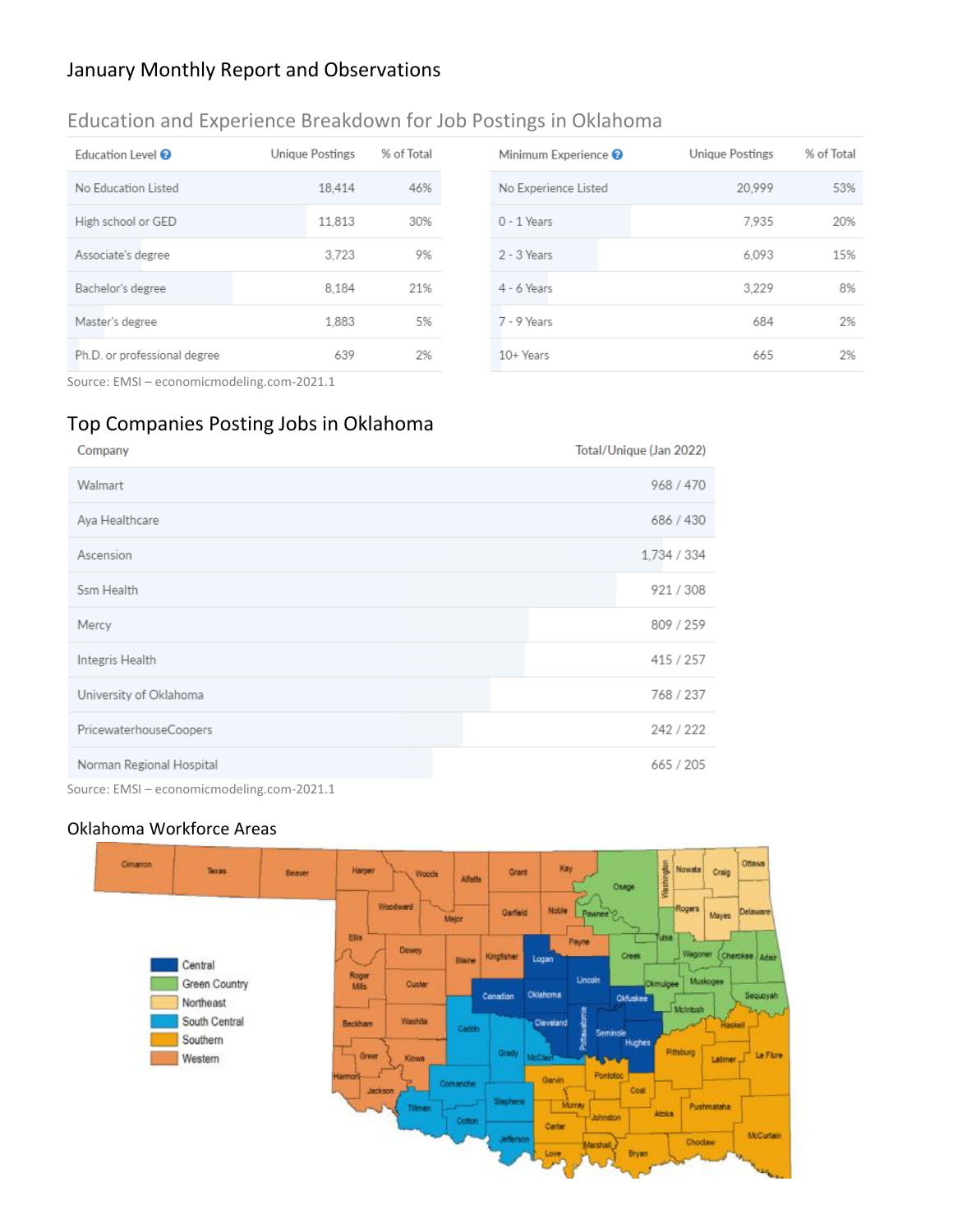## January Monthly Report and Observations

### Education and Experience Breakdown for Job Postings in Oklahoma

| Education Level | Unique Postings | % of Total |
|---|---|---|
| No Education Listed | 18,414 | 46% |
| High school or GED | 11,813 | 30% |
| Associate's degree | 3,723 | 9% |
| Bachelor's degree | 8,184 | 21% |
| Master's degree | 1,883 | 5% |
| Ph.D. or professional degree | 639 | 2% |

| Minimum Experience | Unique Postings | % of Total |
|---|---|---|
| No Experience Listed | 20,999 | 53% |
| 0 - 1 Years | 7,935 | 20% |
| 2 - 3 Years | 6,093 | 15% |
| 4 - 6 Years | 3,229 | 8% |
| 7 - 9 Years | 684 | 2% |
| 10+ Years | 665 | 2% |

Source: EMSI – economicmodeling.com-2021.1

## Top Companies Posting Jobs in Oklahoma

| Company | Total/Unique (Jan 2022) |
|---|---|
| Walmart | 968 / 470 |
| Aya Healthcare | 686 / 430 |
| Ascension | 1,734 / 334 |
| Ssm Health | 921 / 308 |
| Mercy | 809 / 259 |
| Integris Health | 415 / 257 |
| University of Oklahoma | 768 / 237 |
| PricewaterhouseCoopers | 242 / 222 |
| Norman Regional Hospital | 665 / 205 |

Source: EMSI – economicmodeling.com-2021.1

### Oklahoma Workforce Areas

Central
Green Country
Northeast
South Central
Southern
Western

Cimarron, Texas, Beaver, Harper, Woods, Alfalfa, Grant, Kay, Osage, Washington, Nowata, Craig, Ottawa, Woodward, Major, Garfield, Noble, Pawnee, Rogers, Mayes, Delaware, Ellis, Dewey, Blaine, Kingfisher, Logan, Payne, Tulsa, Creek, Wagoner, Cherokee, Adair, Roger Mills, Custer, Canadian, Oklahoma, Lincoln, Okmulgee, Muskogee, Sequoyah, Okfuskee, McIntosh, Beckham, Washita, Caddo, Cleveland, Pottawatomie, Seminole, Hughes, Haskell, Greer, Kiowa, Grady, McClain, Pittsburg, Latimer, Le Flore, Harmon, Jackson, Comanche, Garvin, Pontotoc, Coal, Tillman, Stephens, Murray, Johnston, Atoka, Pushmataha, Cotton, Carter, Jefferson, Love, Marshall, Bryan, Choctaw, McCurtain